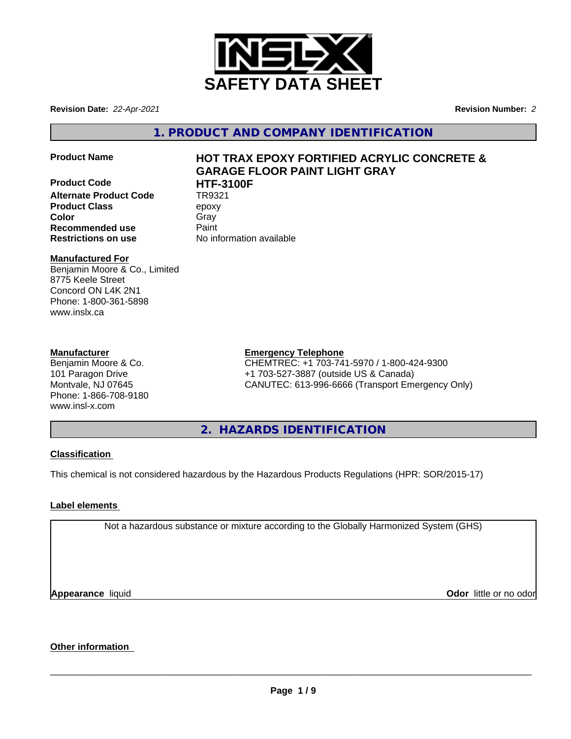# SAFETY DATA SHEET

**Revision Date:** *22-Apr-2021*

**Revision Number:** *2*

## 1. PRODUCT AND COMPANY IDENTIFICATION

| | |
|---|---|
| **Product Name** | **HOT TRAX EPOXY FORTIFIED ACRYLIC CONCRETE & GARAGE FLOOR PAINT LIGHT GRAY** |
| **Product Code** | **HTF-3100F** |
| **Alternate Product Code** | TR9321 |
| **Product Class** | epoxy |
| **Color** | Gray |
| **Recommended use** | Paint |
| **Restrictions on use** | No information available |

**Manufactured For**
Benjamin Moore & Co., Limited
8775 Keele Street
Concord ON L4K 2N1
Phone: 1-800-361-5898
www.inslx.ca

**Manufacturer**
Benjamin Moore & Co.
101 Paragon Drive
Montvale, NJ 07645
Phone: 1-866-708-9180
www.insl-x.com

**Emergency Telephone**
CHEMTREC: +1 703-741-5970 / 1-800-424-9300
+1 703-527-3887 (outside US & Canada)
CANUTEC: 613-996-6666 (Transport Emergency Only)

## 2. HAZARDS IDENTIFICATION

**Classification**

This chemical is not considered hazardous by the Hazardous Products Regulations (HPR: SOR/2015-17)

**Label elements**

Not a hazardous substance or mixture according to the Globally Harmonized System (GHS)

**Appearance** liquid

**Odor** little or no odor

**Other information**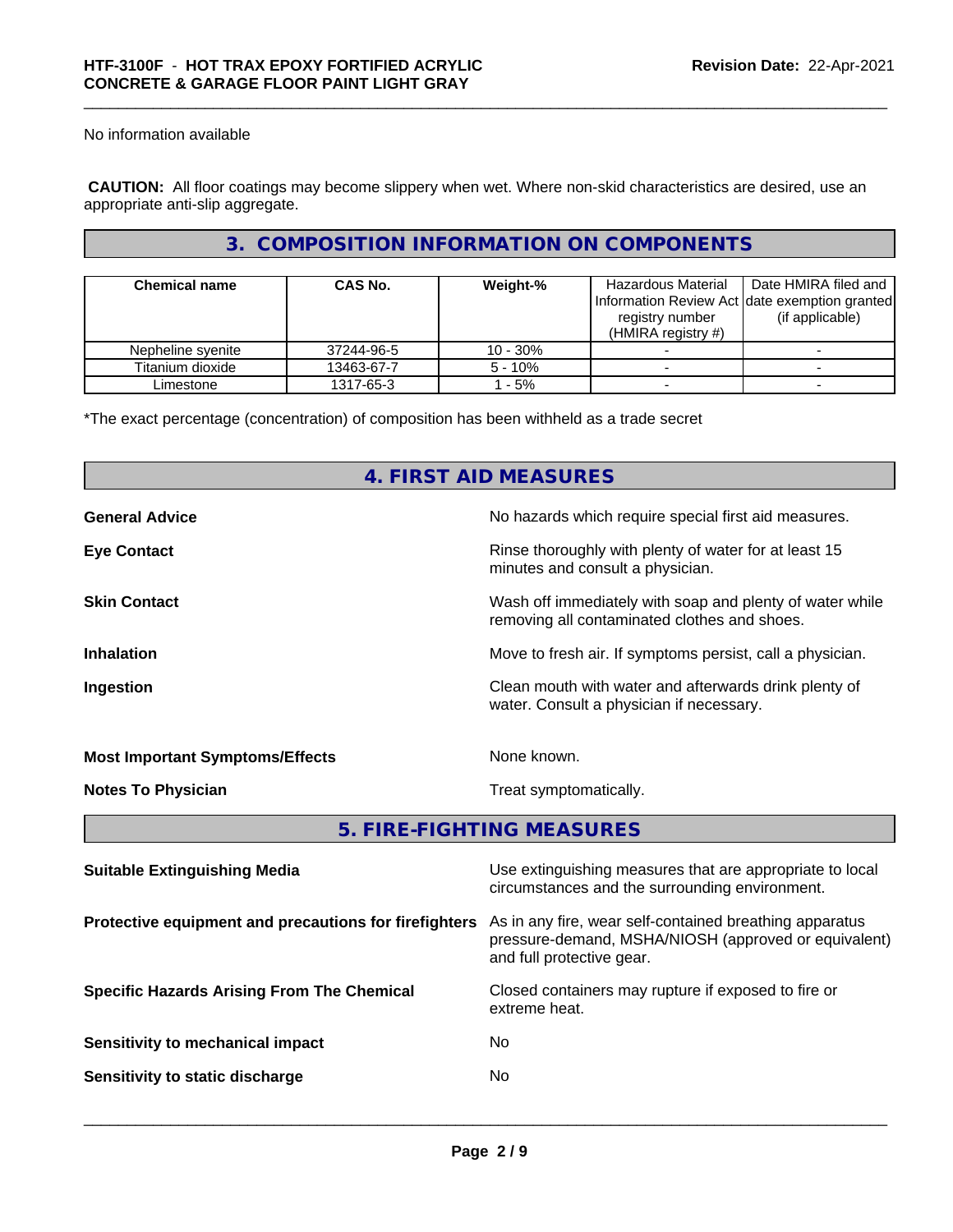No information available

**CAUTION:** All floor coatings may become slippery when wet. Where non-skid characteristics are desired, use an appropriate anti-slip aggregate.

## 3. COMPOSITION INFORMATION ON COMPONENTS

| Chemical name | CAS No. | Weight-% | Hazardous Material Information Review Act registry number (HMIRA registry #) | Date HMIRA filed and date exemption granted (if applicable) |
|---|---|---|---|---|
| Nepheline syenite | 37244-96-5 | 10 - 30% | - | - |
| Titanium dioxide | 13463-67-7 | 5 - 10% | - | - |
| Limestone | 1317-65-3 | 1 - 5% | - | - |

*The exact percentage (concentration) of composition has been withheld as a trade secret

## 4. FIRST AID MEASURES

**General Advice** — No hazards which require special first aid measures.

**Eye Contact** — Rinse thoroughly with plenty of water for at least 15 minutes and consult a physician.

**Skin Contact** — Wash off immediately with soap and plenty of water while removing all contaminated clothes and shoes.

**Inhalation** — Move to fresh air. If symptoms persist, call a physician.

**Ingestion** — Clean mouth with water and afterwards drink plenty of water. Consult a physician if necessary.

**Most Important Symptoms/Effects** — None known.

**Notes To Physician** — Treat symptomatically.

## 5. FIRE-FIGHTING MEASURES

**Suitable Extinguishing Media** — Use extinguishing measures that are appropriate to local circumstances and the surrounding environment.

**Protective equipment and precautions for firefighters** — As in any fire, wear self-contained breathing apparatus pressure-demand, MSHA/NIOSH (approved or equivalent) and full protective gear.

**Specific Hazards Arising From The Chemical** — Closed containers may rupture if exposed to fire or extreme heat.

**Sensitivity to mechanical impact** — No

**Sensitivity to static discharge** — No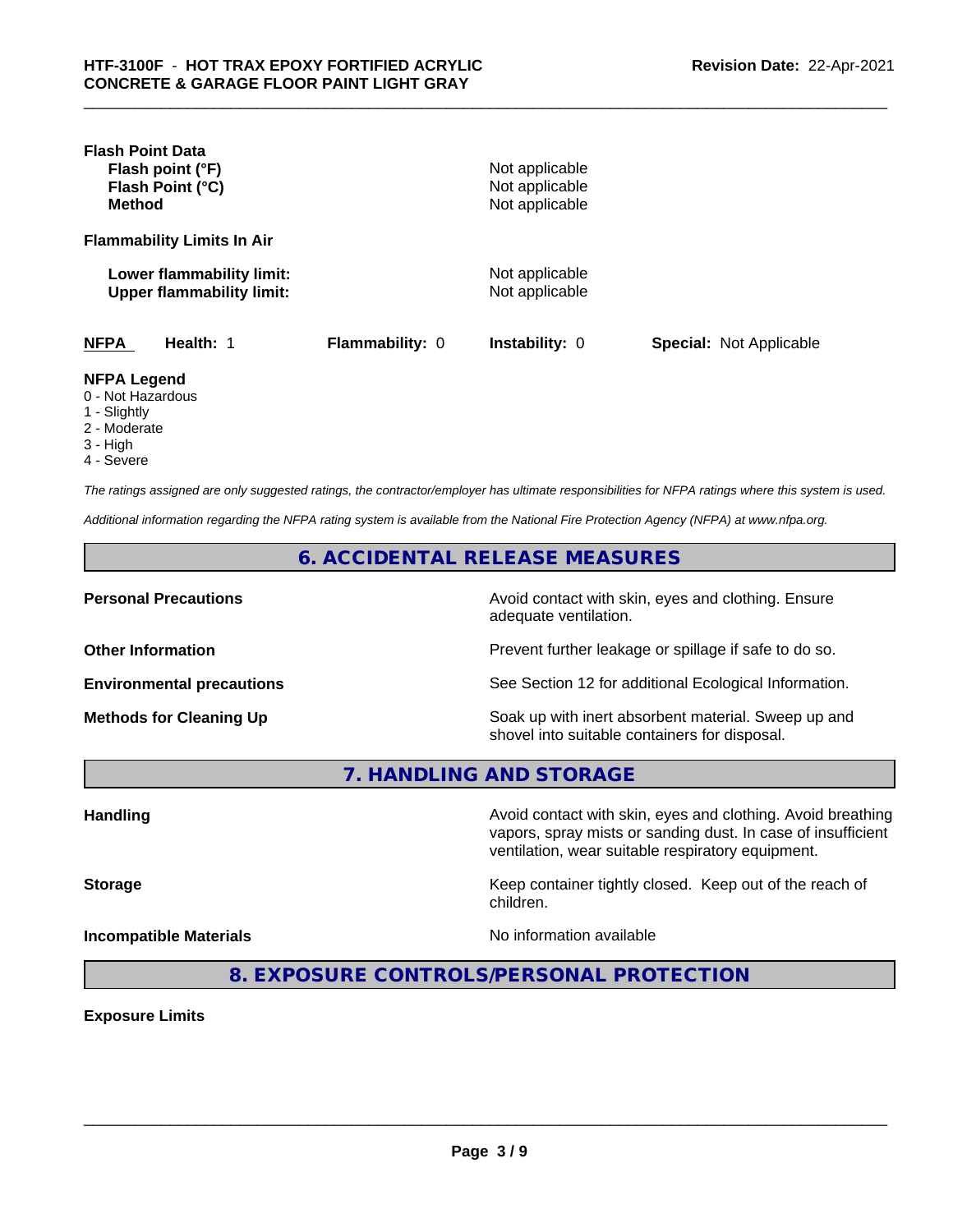**Flash Point Data**

| | |
|---|---|
| **Flash point (°F)** | Not applicable |
| **Flash Point (°C)** | Not applicable |
| **Method** | Not applicable |

**Flammability Limits In Air**

| | |
|---|---|
| **Lower flammability limit:** | Not applicable |
| **Upper flammability limit:** | Not applicable |

| **NFPA** | **Health:** 1 | **Flammability:** 0 | **Instability:** 0 | **Special:** Not Applicable |
|---|---|---|---|---|

**NFPA Legend**

- 0 - Not Hazardous
- 1 - Slightly
- 2 - Moderate
- 3 - High
- 4 - Severe

*The ratings assigned are only suggested ratings, the contractor/employer has ultimate responsibilities for NFPA ratings where this system is used.*

*Additional information regarding the NFPA rating system is available from the National Fire Protection Agency (NFPA) at www.nfpa.org.*

## 6. ACCIDENTAL RELEASE MEASURES

| | |
|---|---|
| **Personal Precautions** | Avoid contact with skin, eyes and clothing. Ensure adequate ventilation. |
| **Other Information** | Prevent further leakage or spillage if safe to do so. |
| **Environmental precautions** | See Section 12 for additional Ecological Information. |
| **Methods for Cleaning Up** | Soak up with inert absorbent material. Sweep up and shovel into suitable containers for disposal. |

## 7. HANDLING AND STORAGE

| | |
|---|---|
| **Handling** | Avoid contact with skin, eyes and clothing. Avoid breathing vapors, spray mists or sanding dust. In case of insufficient ventilation, wear suitable respiratory equipment. |
| **Storage** | Keep container tightly closed. Keep out of the reach of children. |
| **Incompatible Materials** | No information available |

## 8. EXPOSURE CONTROLS/PERSONAL PROTECTION

**Exposure Limits**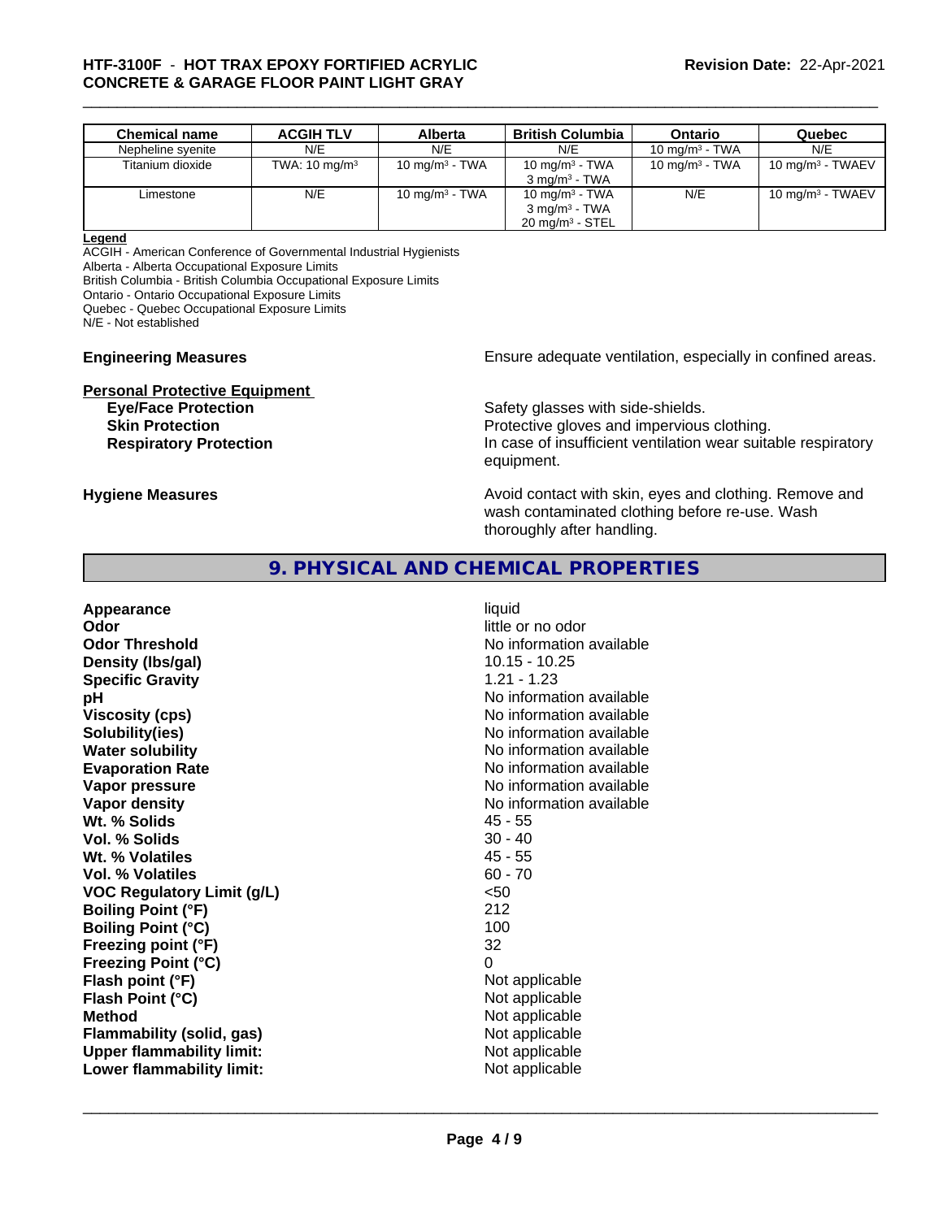| Chemical name | ACGIH TLV | Alberta | British Columbia | Ontario | Quebec |
|---|---|---|---|---|---|
| Nepheline syenite | N/E | N/E | N/E | 10 mg/m³ - TWA | N/E |
| Titanium dioxide | TWA: 10 mg/m³ | 10 mg/m³ - TWA | 10 mg/m³ - TWA<br>3 mg/m³ - TWA | 10 mg/m³ - TWA | 10 mg/m³ - TWAEV |
| Limestone | N/E | 10 mg/m³ - TWA | 10 mg/m³ - TWA<br>3 mg/m³ - TWA<br>20 mg/m³ - STEL | N/E | 10 mg/m³ - TWAEV |

**Legend**

ACGIH - American Conference of Governmental Industrial Hygienists
Alberta - Alberta Occupational Exposure Limits
British Columbia - British Columbia Occupational Exposure Limits
Ontario - Ontario Occupational Exposure Limits
Quebec - Quebec Occupational Exposure Limits
N/E - Not established

**Engineering Measures** Ensure adequate ventilation, especially in confined areas.

**Personal Protective Equipment**

**Eye/Face Protection** Safety glasses with side-shields.
**Skin Protection** Protective gloves and impervious clothing.
**Respiratory Protection** In case of insufficient ventilation wear suitable respiratory equipment.

**Hygiene Measures** Avoid contact with skin, eyes and clothing. Remove and wash contaminated clothing before re-use. Wash thoroughly after handling.

## 9. PHYSICAL AND CHEMICAL PROPERTIES

| Property | Value |
|---|---|
| **Appearance** | liquid |
| **Odor** | little or no odor |
| **Odor Threshold** | No information available |
| **Density (lbs/gal)** | 10.15 - 10.25 |
| **Specific Gravity** | 1.21 - 1.23 |
| **pH** | No information available |
| **Viscosity (cps)** | No information available |
| **Solubility(ies)** | No information available |
| **Water solubility** | No information available |
| **Evaporation Rate** | No information available |
| **Vapor pressure** | No information available |
| **Vapor density** | No information available |
| **Wt. % Solids** | 45 - 55 |
| **Vol. % Solids** | 30 - 40 |
| **Wt. % Volatiles** | 45 - 55 |
| **Vol. % Volatiles** | 60 - 70 |
| **VOC Regulatory Limit (g/L)** | <50 |
| **Boiling Point (°F)** | 212 |
| **Boiling Point (°C)** | 100 |
| **Freezing point (°F)** | 32 |
| **Freezing Point (°C)** | 0 |
| **Flash point (°F)** | Not applicable |
| **Flash Point (°C)** | Not applicable |
| **Method** | Not applicable |
| **Flammability (solid, gas)** | Not applicable |
| **Upper flammability limit:** | Not applicable |
| **Lower flammability limit:** | Not applicable |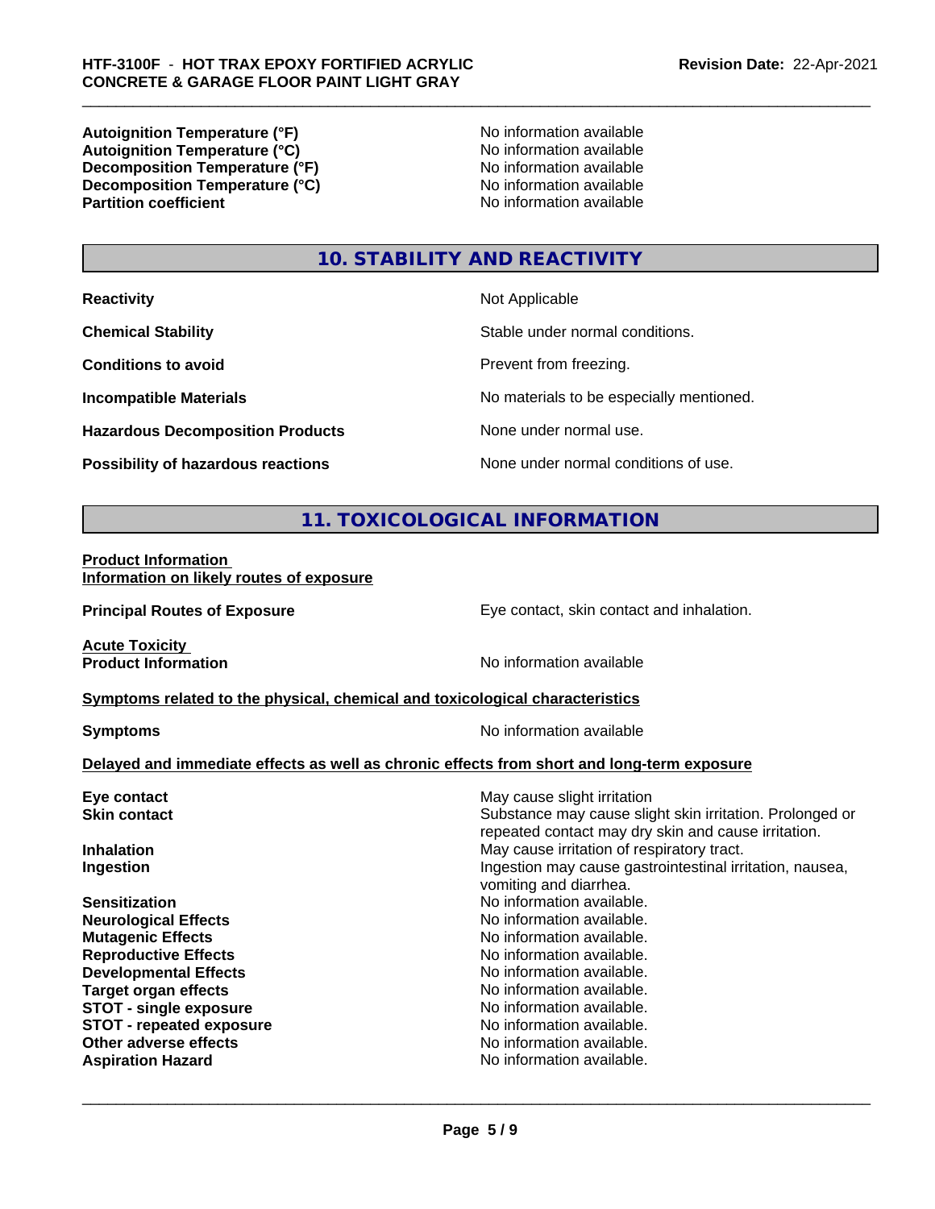| | |
|---|---|
| **Autoignition Temperature (°F)** | No information available |
| **Autoignition Temperature (°C)** | No information available |
| **Decomposition Temperature (°F)** | No information available |
| **Decomposition Temperature (°C)** | No information available |
| **Partition coefficient** | No information available |

## 10. STABILITY AND REACTIVITY

| | |
|---|---|
| **Reactivity** | Not Applicable |
| **Chemical Stability** | Stable under normal conditions. |
| **Conditions to avoid** | Prevent from freezing. |
| **Incompatible Materials** | No materials to be especially mentioned. |
| **Hazardous Decomposition Products** | None under normal use. |
| **Possibility of hazardous reactions** | None under normal conditions of use. |

## 11. TOXICOLOGICAL INFORMATION

**Product Information**
**Information on likely routes of exposure**

| | |
|---|---|
| **Principal Routes of Exposure** | Eye contact, skin contact and inhalation. |

**Acute Toxicity**

| | |
|---|---|
| **Product Information** | No information available |

**Symptoms related to the physical, chemical and toxicological characteristics**

| | |
|---|---|
| **Symptoms** | No information available |

**Delayed and immediate effects as well as chronic effects from short and long-term exposure**

| | |
|---|---|
| **Eye contact** | May cause slight irritation |
| **Skin contact** | Substance may cause slight skin irritation. Prolonged or repeated contact may dry skin and cause irritation. |
| **Inhalation** | May cause irritation of respiratory tract. |
| **Ingestion** | Ingestion may cause gastrointestinal irritation, nausea, vomiting and diarrhea. |
| **Sensitization** | No information available. |
| **Neurological Effects** | No information available. |
| **Mutagenic Effects** | No information available. |
| **Reproductive Effects** | No information available. |
| **Developmental Effects** | No information available. |
| **Target organ effects** | No information available. |
| **STOT - single exposure** | No information available. |
| **STOT - repeated exposure** | No information available. |
| **Other adverse effects** | No information available. |
| **Aspiration Hazard** | No information available. |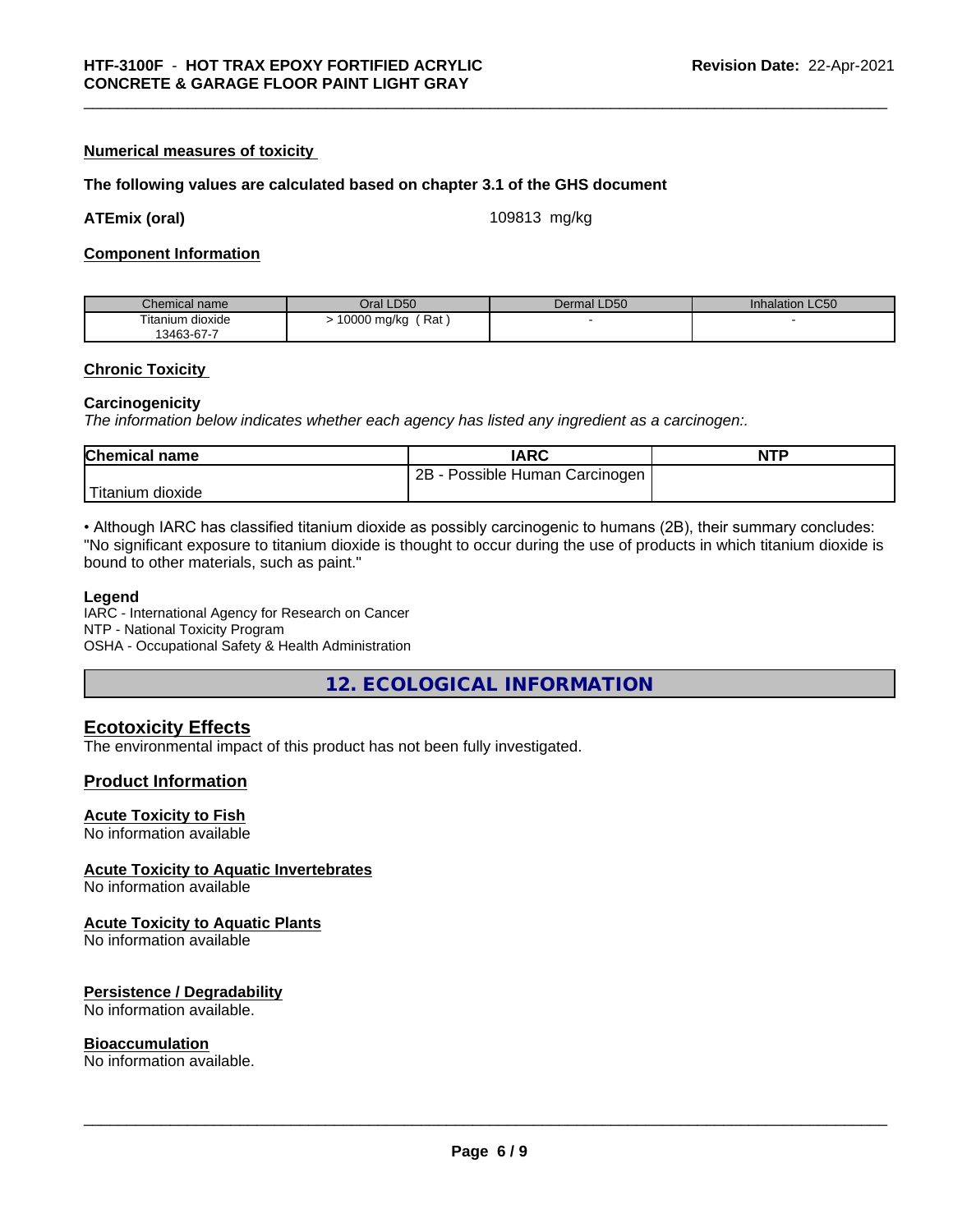#### Numerical measures of toxicity

**The following values are calculated based on chapter 3.1 of the GHS document**

**ATEmix (oral)** 109813 mg/kg

#### Component Information

| Chemical name | Oral LD50 | Dermal LD50 | Inhalation LC50 |
|---|---|---|---|
| Titanium dioxide 13463-67-7 | > 10000 mg/kg ( Rat ) | - | - |

#### Chronic Toxicity

**Carcinogenicity**

*The information below indicates whether each agency has listed any ingredient as a carcinogen:.*

| Chemical name | IARC | NTP |
|---|---|---|
| Titanium dioxide | 2B - Possible Human Carcinogen | |

• Although IARC has classified titanium dioxide as possibly carcinogenic to humans (2B), their summary concludes: "No significant exposure to titanium dioxide is thought to occur during the use of products in which titanium dioxide is bound to other materials, such as paint."

**Legend**

IARC - International Agency for Research on Cancer
NTP - National Toxicity Program
OSHA - Occupational Safety & Health Administration

## 12. ECOLOGICAL INFORMATION

### Ecotoxicity Effects

The environmental impact of this product has not been fully investigated.

### Product Information

#### Acute Toxicity to Fish

No information available

#### Acute Toxicity to Aquatic Invertebrates

No information available

#### Acute Toxicity to Aquatic Plants

No information available

#### Persistence / Degradability

No information available.

#### Bioaccumulation

No information available.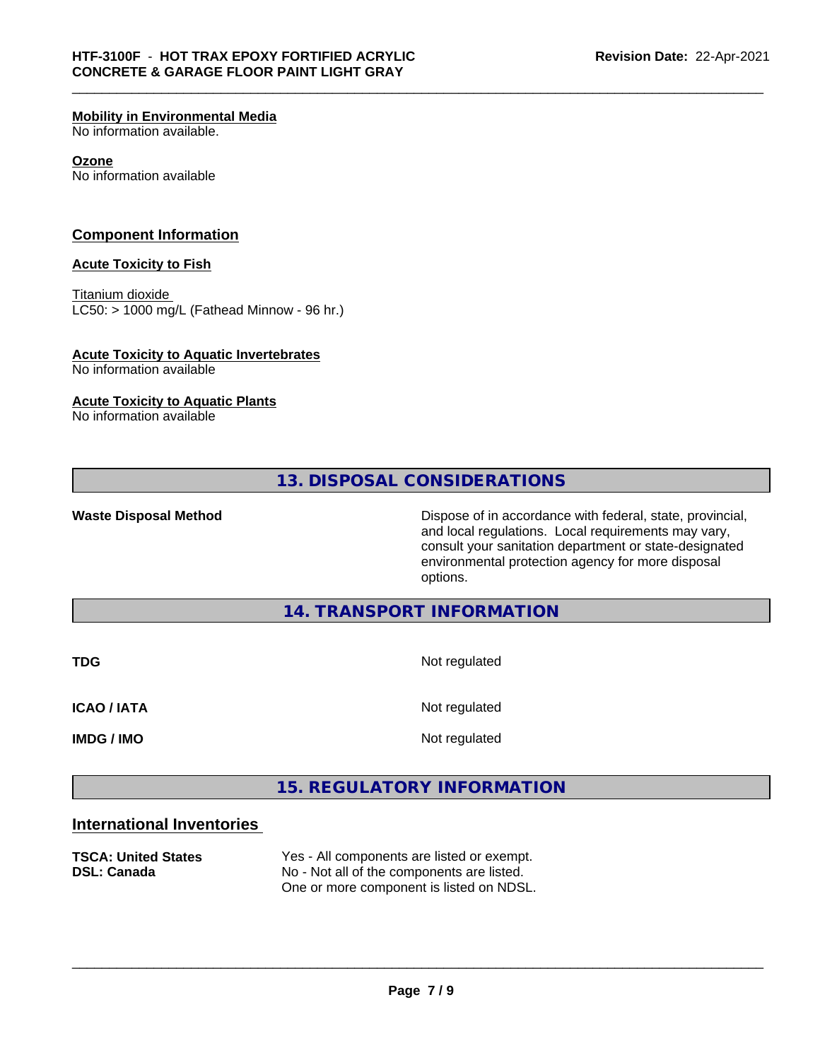**Mobility in Environmental Media**
No information available.

**Ozone**
No information available

## Component Information

**Acute Toxicity to Fish**

Titanium dioxide
LC50: > 1000 mg/L (Fathead Minnow - 96 hr.)

**Acute Toxicity to Aquatic Invertebrates**
No information available

**Acute Toxicity to Aquatic Plants**
No information available

## 13. DISPOSAL CONSIDERATIONS

**Waste Disposal Method** Dispose of in accordance with federal, state, provincial, and local regulations. Local requirements may vary, consult your sanitation department or state-designated environmental protection agency for more disposal options.

## 14. TRANSPORT INFORMATION

| | |
|---|---|
| **TDG** | Not regulated |
| **ICAO / IATA** | Not regulated |
| **IMDG / IMO** | Not regulated |

## 15. REGULATORY INFORMATION

### International Inventories

| | |
|---|---|
| **TSCA: United States** | Yes - All components are listed or exempt. |
| **DSL: Canada** | No - Not all of the components are listed. One or more component is listed on NDSL. |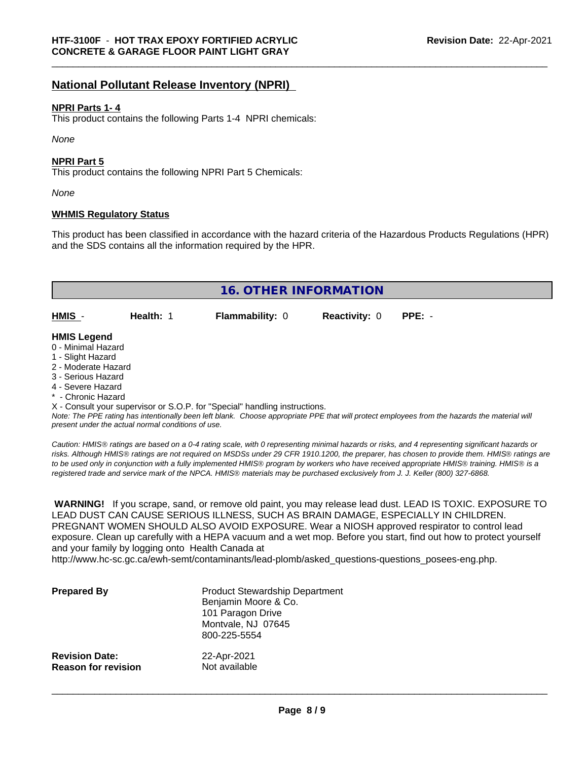## National Pollutant Release Inventory (NPRI)

**NPRI Parts 1- 4**

This product contains the following Parts 1-4 NPRI chemicals:

*None*

**NPRI Part 5**

This product contains the following NPRI Part 5 Chemicals:

*None*

**WHMIS Regulatory Status**

This product has been classified in accordance with the hazard criteria of the Hazardous Products Regulations (HPR) and the SDS contains all the information required by the HPR.

## 16. OTHER INFORMATION

| **HMIS** - | **Health:** 1 | **Flammability:** 0 | **Reactivity:** 0 | **PPE:** - |
|---|---|---|---|---|

**HMIS Legend**

0 - Minimal Hazard
1 - Slight Hazard
2 - Moderate Hazard
3 - Serious Hazard
4 - Severe Hazard
* - Chronic Hazard
X - Consult your supervisor or S.O.P. for "Special" handling instructions.

*Note: The PPE rating has intentionally been left blank. Choose appropriate PPE that will protect employees from the hazards the material will present under the actual normal conditions of use.*

*Caution: HMIS® ratings are based on a 0-4 rating scale, with 0 representing minimal hazards or risks, and 4 representing significant hazards or risks. Although HMIS® ratings are not required on MSDSs under 29 CFR 1910.1200, the preparer, has chosen to provide them. HMIS® ratings are to be used only in conjunction with a fully implemented HMIS® program by workers who have received appropriate HMIS® training. HMIS® is a registered trade and service mark of the NPCA. HMIS® materials may be purchased exclusively from J. J. Keller (800) 327-6868.*

**WARNING!** If you scrape, sand, or remove old paint, you may release lead dust. LEAD IS TOXIC. EXPOSURE TO LEAD DUST CAN CAUSE SERIOUS ILLNESS, SUCH AS BRAIN DAMAGE, ESPECIALLY IN CHILDREN. PREGNANT WOMEN SHOULD ALSO AVOID EXPOSURE. Wear a NIOSH approved respirator to control lead exposure. Clean up carefully with a HEPA vacuum and a wet mop. Before you start, find out how to protect yourself and your family by logging onto Health Canada at http://www.hc-sc.gc.ca/ewh-semt/contaminants/lead-plomb/asked_questions-questions_posees-eng.php.

| | |
|---|---|
| **Prepared By** | Product Stewardship Department<br>Benjamin Moore & Co.<br>101 Paragon Drive<br>Montvale, NJ 07645<br>800-225-5554 |
| **Revision Date:** | 22-Apr-2021 |
| **Reason for revision** | Not available |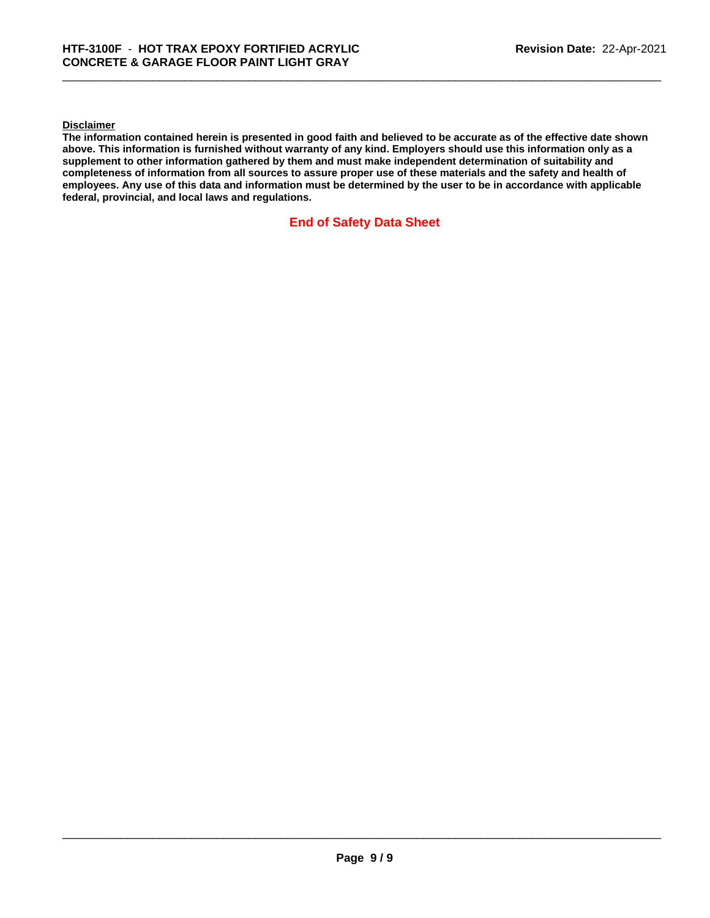**Disclaimer**

**The information contained herein is presented in good faith and believed to be accurate as of the effective date shown above. This information is furnished without warranty of any kind. Employers should use this information only as a supplement to other information gathered by them and must make independent determination of suitability and completeness of information from all sources to assure proper use of these materials and the safety and health of employees. Any use of this data and information must be determined by the user to be in accordance with applicable federal, provincial, and local laws and regulations.**

**End of Safety Data Sheet**